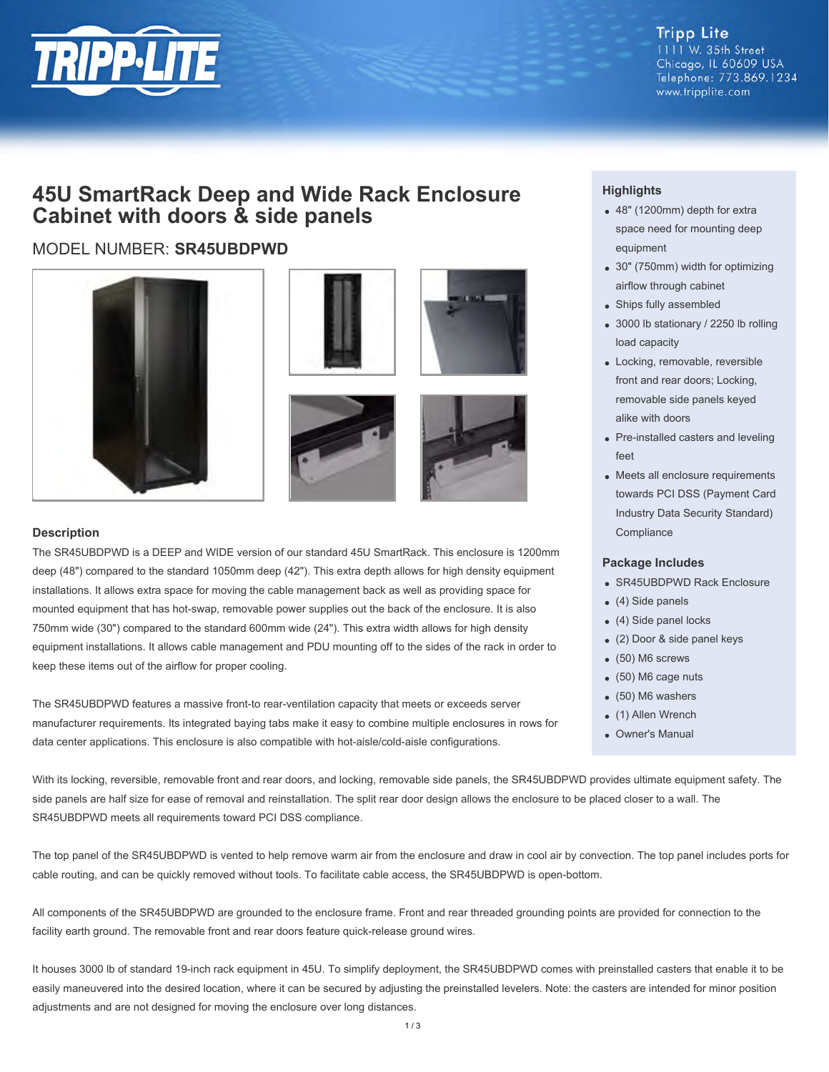# 45U SmartRack Deep and Wide Rack Enclosure Cabinet with doors & side panels

MODEL NUMBER: **SR45UBDPWD**

## Highlights

- 48" (1200mm) depth for extra space need for mounting deep equipment
- 30" (750mm) width for optimizing airflow through cabinet
- Ships fully assembled
- 3000 lb stationary / 2250 lb rolling load capacity
- Locking, removable, reversible front and rear doors; Locking, removable side panels keyed alike with doors
- Pre-installed casters and leveling feet
- Meets all enclosure requirements towards PCI DSS (Payment Card Industry Data Security Standard) Compliance

## Package Includes

- SR45UBDPWD Rack Enclosure
- (4) Side panels
- (4) Side panel locks
- (2) Door & side panel keys
- (50) M6 screws
- (50) M6 cage nuts
- (50) M6 washers
- (1) Allen Wrench
- Owner's Manual

## Description

The SR45UBDPWD is a DEEP and WIDE version of our standard 45U SmartRack. This enclosure is 1200mm deep (48") compared to the standard 1050mm deep (42"). This extra depth allows for high density equipment installations. It allows extra space for moving the cable management back as well as providing space for mounted equipment that has hot-swap, removable power supplies out the back of the enclosure. It is also 750mm wide (30") compared to the standard 600mm wide (24"). This extra width allows for high density equipment installations. It allows cable management and PDU mounting off to the sides of the rack in order to keep these items out of the airflow for proper cooling.

The SR45UBDPWD features a massive front-to rear-ventilation capacity that meets or exceeds server manufacturer requirements. Its integrated baying tabs make it easy to combine multiple enclosures in rows for data center applications. This enclosure is also compatible with hot-aisle/cold-aisle configurations.

With its locking, reversible, removable front and rear doors, and locking, removable side panels, the SR45UBDPWD provides ultimate equipment safety. The side panels are half size for ease of removal and reinstallation. The split rear door design allows the enclosure to be placed closer to a wall. The SR45UBDPWD meets all requirements toward PCI DSS compliance.

The top panel of the SR45UBDPWD is vented to help remove warm air from the enclosure and draw in cool air by convection. The top panel includes ports for cable routing, and can be quickly removed without tools. To facilitate cable access, the SR45UBDPWD is open-bottom.

All components of the SR45UBDPWD are grounded to the enclosure frame. Front and rear threaded grounding points are provided for connection to the facility earth ground. The removable front and rear doors feature quick-release ground wires.

It houses 3000 lb of standard 19-inch rack equipment in 45U. To simplify deployment, the SR45UBDPWD comes with preinstalled casters that enable it to be easily maneuvered into the desired location, where it can be secured by adjusting the preinstalled levelers. Note: the casters are intended for minor position adjustments and are not designed for moving the enclosure over long distances.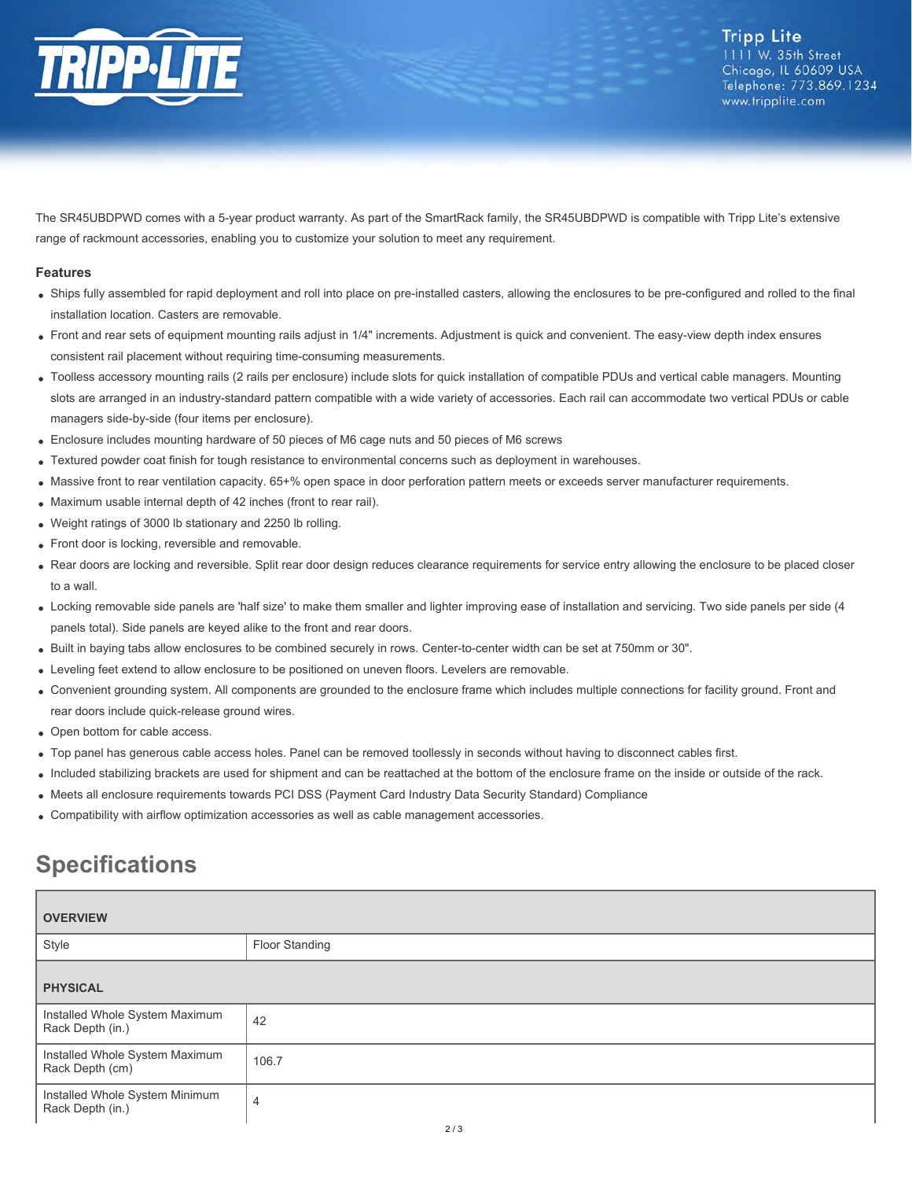The SR45UBDPWD comes with a 5-year product warranty. As part of the SmartRack family, the SR45UBDPWD is compatible with Tripp Lite's extensive range of rackmount accessories, enabling you to customize your solution to meet any requirement.

### Features

- Ships fully assembled for rapid deployment and roll into place on pre-installed casters, allowing the enclosures to be pre-configured and rolled to the final installation location. Casters are removable.
- Front and rear sets of equipment mounting rails adjust in 1/4" increments. Adjustment is quick and convenient. The easy-view depth index ensures consistent rail placement without requiring time-consuming measurements.
- Toolless accessory mounting rails (2 rails per enclosure) include slots for quick installation of compatible PDUs and vertical cable managers. Mounting slots are arranged in an industry-standard pattern compatible with a wide variety of accessories. Each rail can accommodate two vertical PDUs or cable managers side-by-side (four items per enclosure).
- Enclosure includes mounting hardware of 50 pieces of M6 cage nuts and 50 pieces of M6 screws
- Textured powder coat finish for tough resistance to environmental concerns such as deployment in warehouses.
- Massive front to rear ventilation capacity. 65+% open space in door perforation pattern meets or exceeds server manufacturer requirements.
- Maximum usable internal depth of 42 inches (front to rear rail).
- Weight ratings of 3000 lb stationary and 2250 lb rolling.
- Front door is locking, reversible and removable.
- Rear doors are locking and reversible. Split rear door design reduces clearance requirements for service entry allowing the enclosure to be placed closer to a wall.
- Locking removable side panels are 'half size' to make them smaller and lighter improving ease of installation and servicing. Two side panels per side (4 panels total). Side panels are keyed alike to the front and rear doors.
- Built in baying tabs allow enclosures to be combined securely in rows. Center-to-center width can be set at 750mm or 30".
- Leveling feet extend to allow enclosure to be positioned on uneven floors. Levelers are removable.
- Convenient grounding system. All components are grounded to the enclosure frame which includes multiple connections for facility ground. Front and rear doors include quick-release ground wires.
- Open bottom for cable access.
- Top panel has generous cable access holes. Panel can be removed toollessly in seconds without having to disconnect cables first.
- Included stabilizing brackets are used for shipment and can be reattached at the bottom of the enclosure frame on the inside or outside of the rack.
- Meets all enclosure requirements towards PCI DSS (Payment Card Industry Data Security Standard) Compliance
- Compatibility with airflow optimization accessories as well as cable management accessories.

## Specifications

| | |
|---|---|
| **OVERVIEW** | |
| Style | Floor Standing |
| **PHYSICAL** | |
| Installed Whole System Maximum Rack Depth (in.) | 42 |
| Installed Whole System Maximum Rack Depth (cm) | 106.7 |
| Installed Whole System Minimum Rack Depth (in.) | 4 |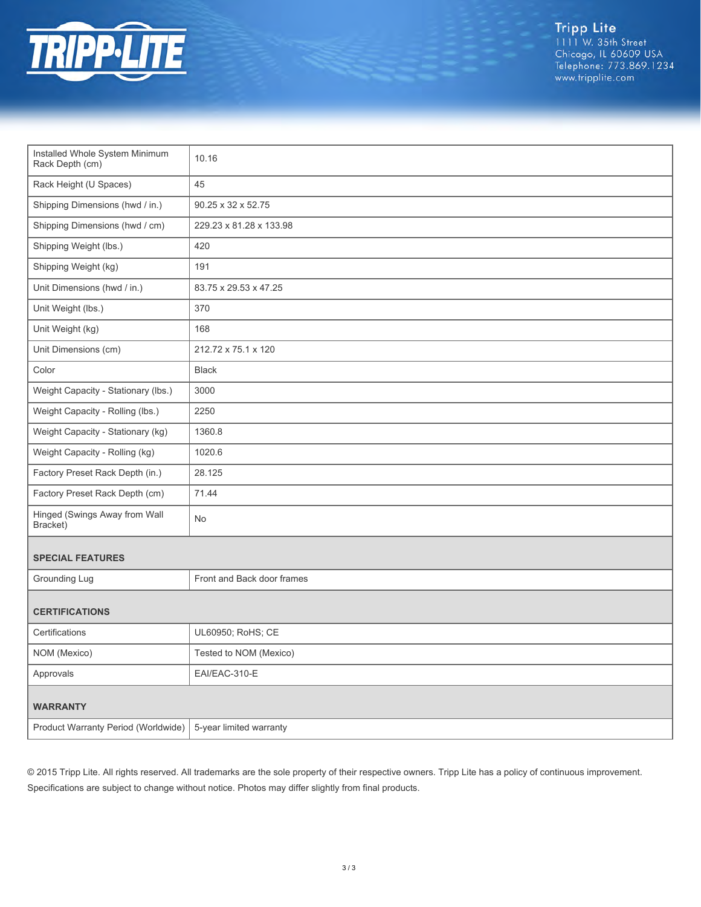| | |
|---|---|
| Installed Whole System Minimum Rack Depth (cm) | 10.16 |
| Rack Height (U Spaces) | 45 |
| Shipping Dimensions (hwd / in.) | 90.25 x 32 x 52.75 |
| Shipping Dimensions (hwd / cm) | 229.23 x 81.28 x 133.98 |
| Shipping Weight (lbs.) | 420 |
| Shipping Weight (kg) | 191 |
| Unit Dimensions (hwd / in.) | 83.75 x 29.53 x 47.25 |
| Unit Weight (lbs.) | 370 |
| Unit Weight (kg) | 168 |
| Unit Dimensions (cm) | 212.72 x 75.1 x 120 |
| Color | Black |
| Weight Capacity - Stationary (lbs.) | 3000 |
| Weight Capacity - Rolling (lbs.) | 2250 |
| Weight Capacity - Stationary (kg) | 1360.8 |
| Weight Capacity - Rolling (kg) | 1020.6 |
| Factory Preset Rack Depth (in.) | 28.125 |
| Factory Preset Rack Depth (cm) | 71.44 |
| Hinged (Swings Away from Wall Bracket) | No |
| **SPECIAL FEATURES** | |
| Grounding Lug | Front and Back door frames |
| **CERTIFICATIONS** | |
| Certifications | UL60950; RoHS; CE |
| NOM (Mexico) | Tested to NOM (Mexico) |
| Approvals | EAI/EAC-310-E |
| **WARRANTY** | |
| Product Warranty Period (Worldwide) | 5-year limited warranty |

© 2015 Tripp Lite. All rights reserved. All trademarks are the sole property of their respective owners. Tripp Lite has a policy of continuous improvement. Specifications are subject to change without notice. Photos may differ slightly from final products.